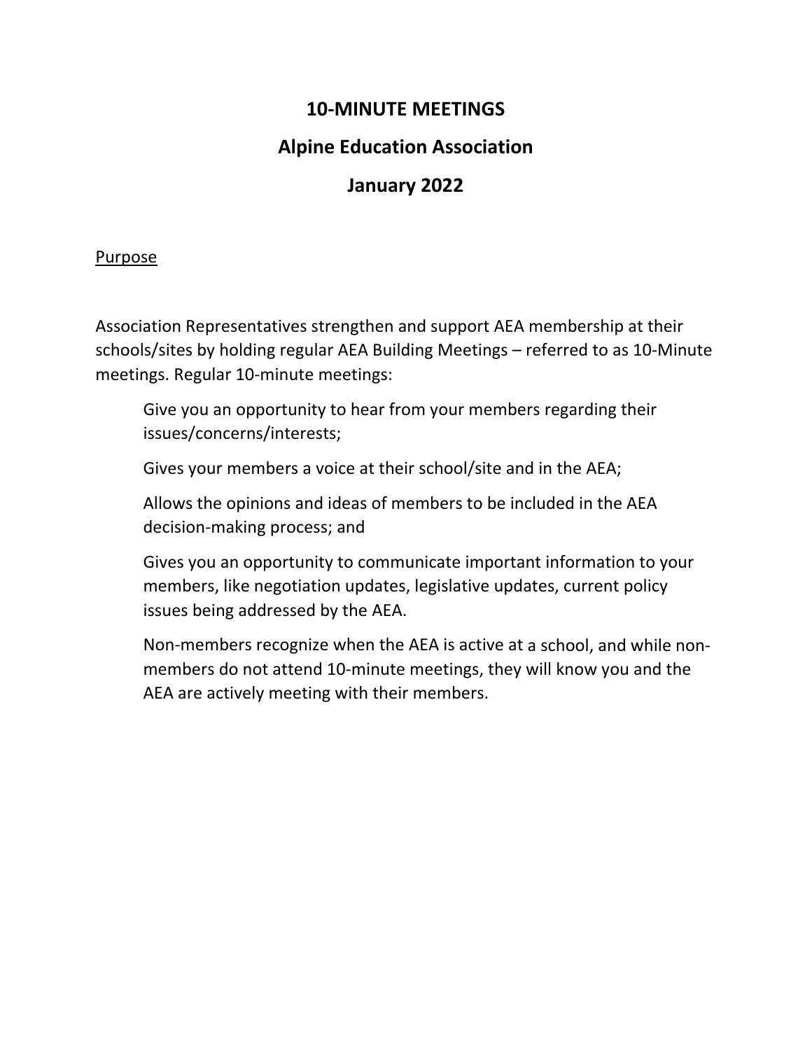# 10-MINUTE MEETINGS

## Alpine Education Association

## January 2022

Purpose

Association Representatives strengthen and support AEA membership at their schools/sites by holding regular AEA Building Meetings – referred to as 10-Minute meetings. Regular 10-minute meetings:

> Give you an opportunity to hear from your members regarding their issues/concerns/interests;
>
> Gives your members a voice at their school/site and in the AEA;
>
> Allows the opinions and ideas of members to be included in the AEA decision-making process; and
>
> Gives you an opportunity to communicate important information to your members, like negotiation updates, legislative updates, current policy issues being addressed by the AEA.
>
> Non-members recognize when the AEA is active at a school, and while non-members do not attend 10-minute meetings, they will know you and the AEA are actively meeting with their members.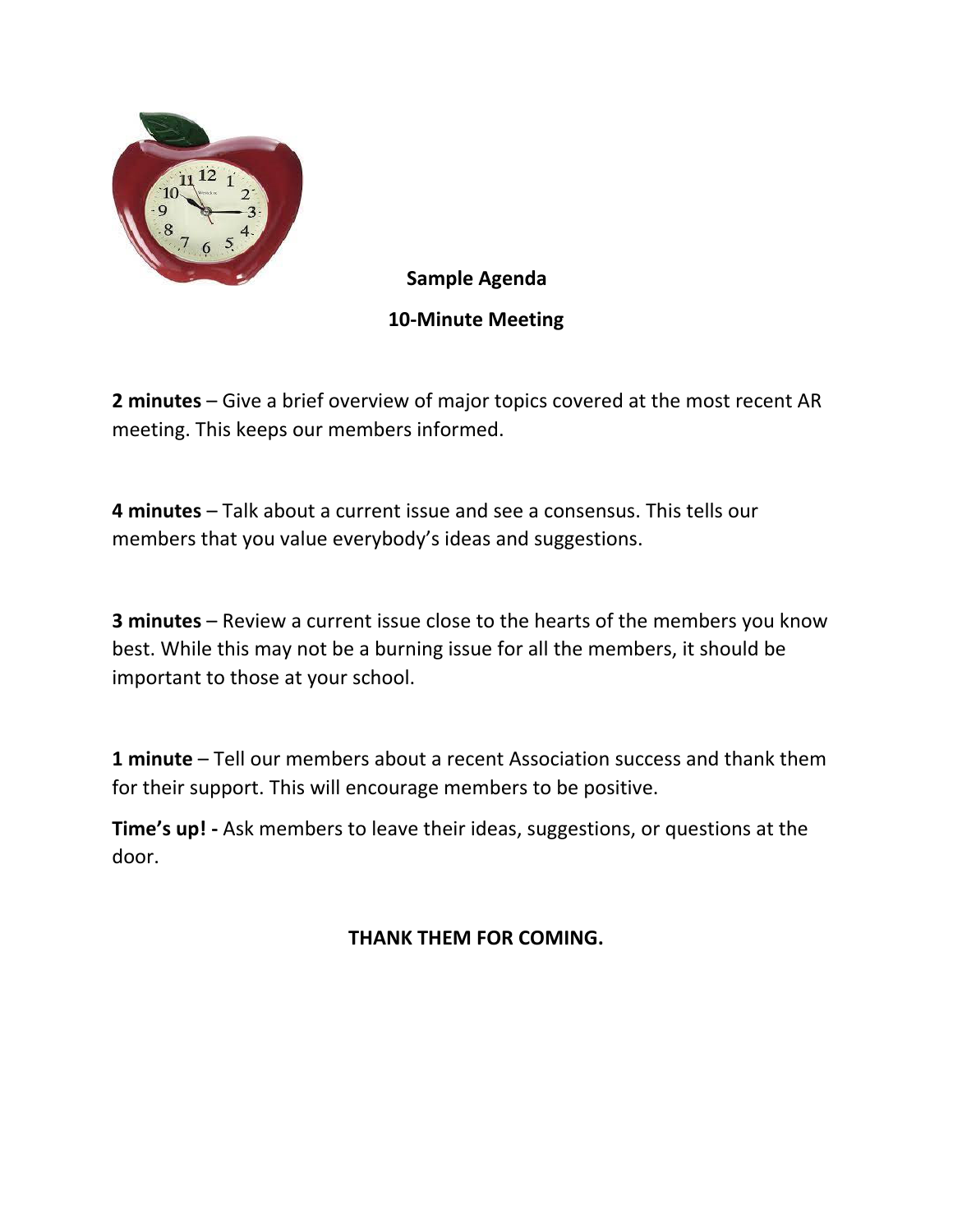**Sample Agenda**

**10-Minute Meeting**

**2 minutes** – Give a brief overview of major topics covered at the most recent AR meeting. This keeps our members informed.

**4 minutes** – Talk about a current issue and see a consensus. This tells our members that you value everybody's ideas and suggestions.

**3 minutes** – Review a current issue close to the hearts of the members you know best. While this may not be a burning issue for all the members, it should be important to those at your school.

**1 minute** – Tell our members about a recent Association success and thank them for their support. This will encourage members to be positive.

**Time's up! -** Ask members to leave their ideas, suggestions, or questions at the door.

**THANK THEM FOR COMING.**